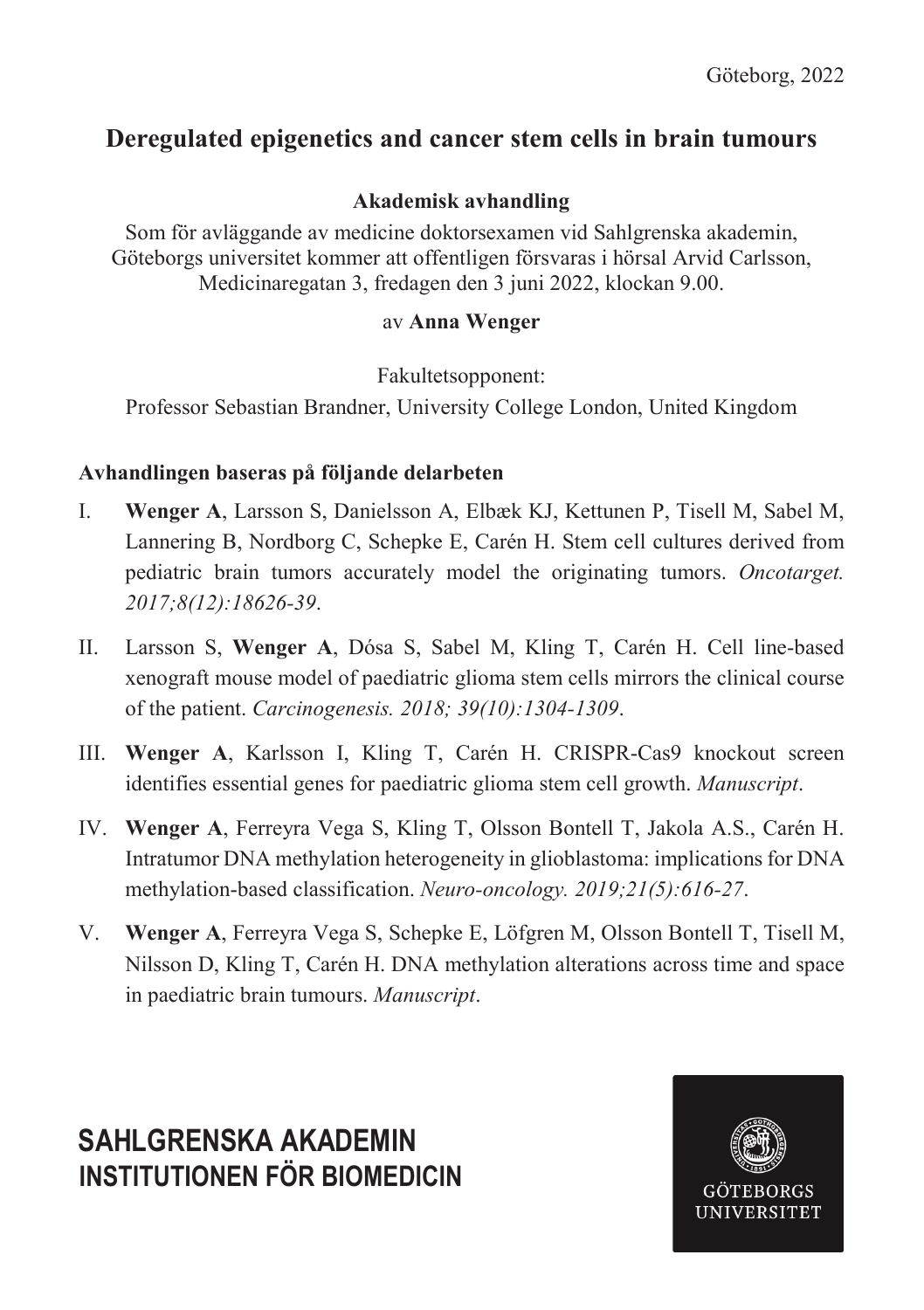Göteborg, 2022

# Deregulated epigenetics and cancer stem cells in brain tumours

**Akademisk avhandling**

Som för avläggande av medicine doktorsexamen vid Sahlgrenska akademin, Göteborgs universitet kommer att offentligen försvaras i hörsal Arvid Carlsson, Medicinaregatan 3, fredagen den 3 juni 2022, klockan 9.00.

av **Anna Wenger**

Fakultetsopponent:

Professor Sebastian Brandner, University College London, United Kingdom

**Avhandlingen baseras på följande delarbeten**

I. **Wenger A**, Larsson S, Danielsson A, Elbæk KJ, Kettunen P, Tisell M, Sabel M, Lannering B, Nordborg C, Schepke E, Carén H. Stem cell cultures derived from pediatric brain tumors accurately model the originating tumors. *Oncotarget. 2017;8(12):18626-39*.

II. Larsson S, **Wenger A**, Dósa S, Sabel M, Kling T, Carén H. Cell line-based xenograft mouse model of paediatric glioma stem cells mirrors the clinical course of the patient. *Carcinogenesis. 2018; 39(10):1304-1309*.

III. **Wenger A**, Karlsson I, Kling T, Carén H. CRISPR-Cas9 knockout screen identifies essential genes for paediatric glioma stem cell growth. *Manuscript*.

IV. **Wenger A**, Ferreyra Vega S, Kling T, Olsson Bontell T, Jakola A.S., Carén H. Intratumor DNA methylation heterogeneity in glioblastoma: implications for DNA methylation-based classification. *Neuro-oncology. 2019;21(5):616-27*.

V. **Wenger A**, Ferreyra Vega S, Schepke E, Löfgren M, Olsson Bontell T, Tisell M, Nilsson D, Kling T, Carén H. DNA methylation alterations across time and space in paediatric brain tumours. *Manuscript*.

**SAHLGRENSKA AKADEMIN**
**INSTITUTIONEN FÖR BIOMEDICIN**

GÖTEBORGS UNIVERSITET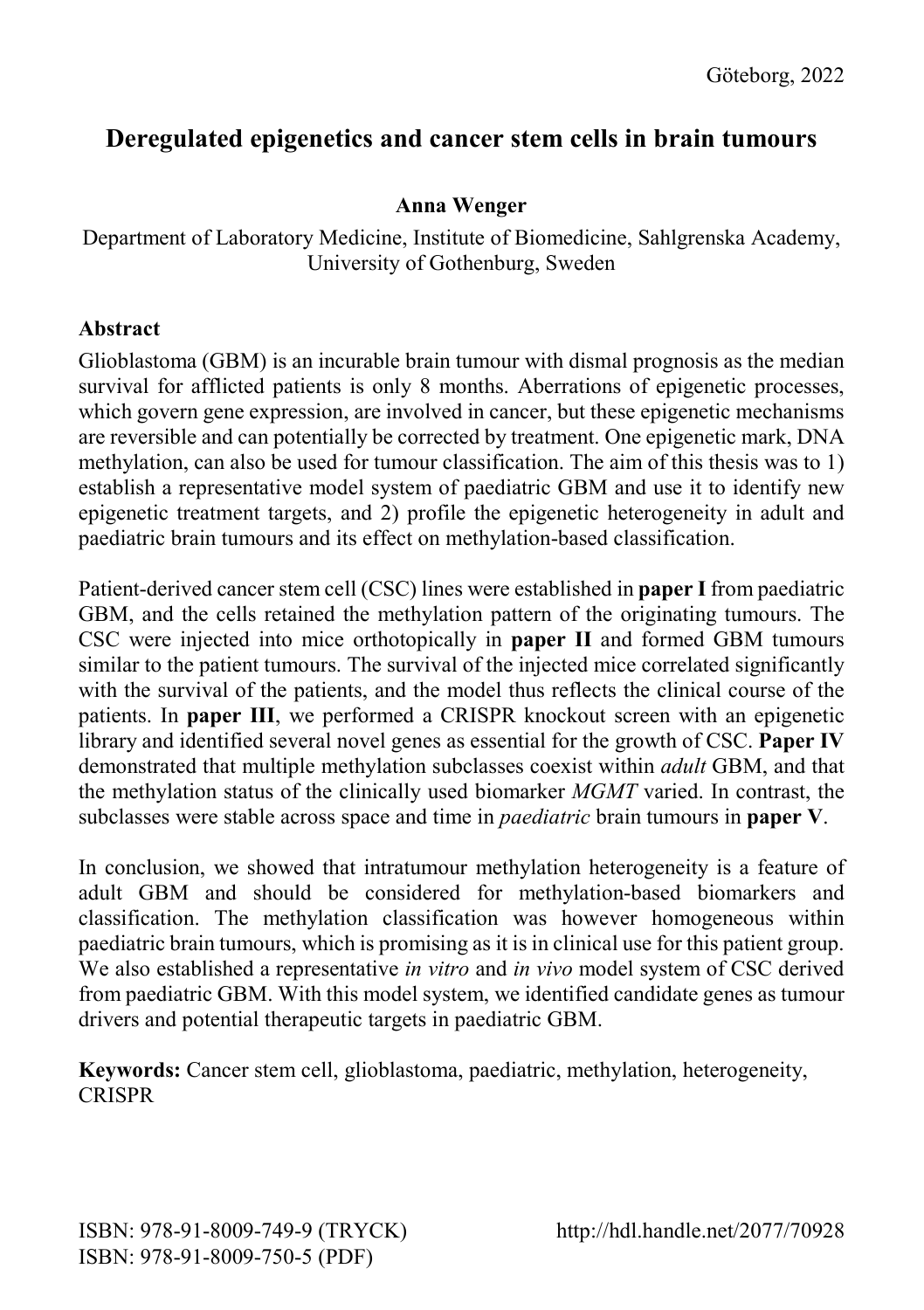Göteborg, 2022

# Deregulated epigenetics and cancer stem cells in brain tumours

**Anna Wenger**

Department of Laboratory Medicine, Institute of Biomedicine, Sahlgrenska Academy, University of Gothenburg, Sweden

## Abstract

Glioblastoma (GBM) is an incurable brain tumour with dismal prognosis as the median survival for afflicted patients is only 8 months. Aberrations of epigenetic processes, which govern gene expression, are involved in cancer, but these epigenetic mechanisms are reversible and can potentially be corrected by treatment. One epigenetic mark, DNA methylation, can also be used for tumour classification. The aim of this thesis was to 1) establish a representative model system of paediatric GBM and use it to identify new epigenetic treatment targets, and 2) profile the epigenetic heterogeneity in adult and paediatric brain tumours and its effect on methylation-based classification.

Patient-derived cancer stem cell (CSC) lines were established in **paper I** from paediatric GBM, and the cells retained the methylation pattern of the originating tumours. The CSC were injected into mice orthotopically in **paper II** and formed GBM tumours similar to the patient tumours. The survival of the injected mice correlated significantly with the survival of the patients, and the model thus reflects the clinical course of the patients. In **paper III**, we performed a CRISPR knockout screen with an epigenetic library and identified several novel genes as essential for the growth of CSC. **Paper IV** demonstrated that multiple methylation subclasses coexist within *adult* GBM, and that the methylation status of the clinically used biomarker *MGMT* varied. In contrast, the subclasses were stable across space and time in *paediatric* brain tumours in **paper V**.

In conclusion, we showed that intratumour methylation heterogeneity is a feature of adult GBM and should be considered for methylation-based biomarkers and classification. The methylation classification was however homogeneous within paediatric brain tumours, which is promising as it is in clinical use for this patient group. We also established a representative *in vitro* and *in vivo* model system of CSC derived from paediatric GBM. With this model system, we identified candidate genes as tumour drivers and potential therapeutic targets in paediatric GBM.

**Keywords:** Cancer stem cell, glioblastoma, paediatric, methylation, heterogeneity, CRISPR

ISBN: 978-91-8009-749-9 (TRYCK)
ISBN: 978-91-8009-750-5 (PDF)

http://hdl.handle.net/2077/70928